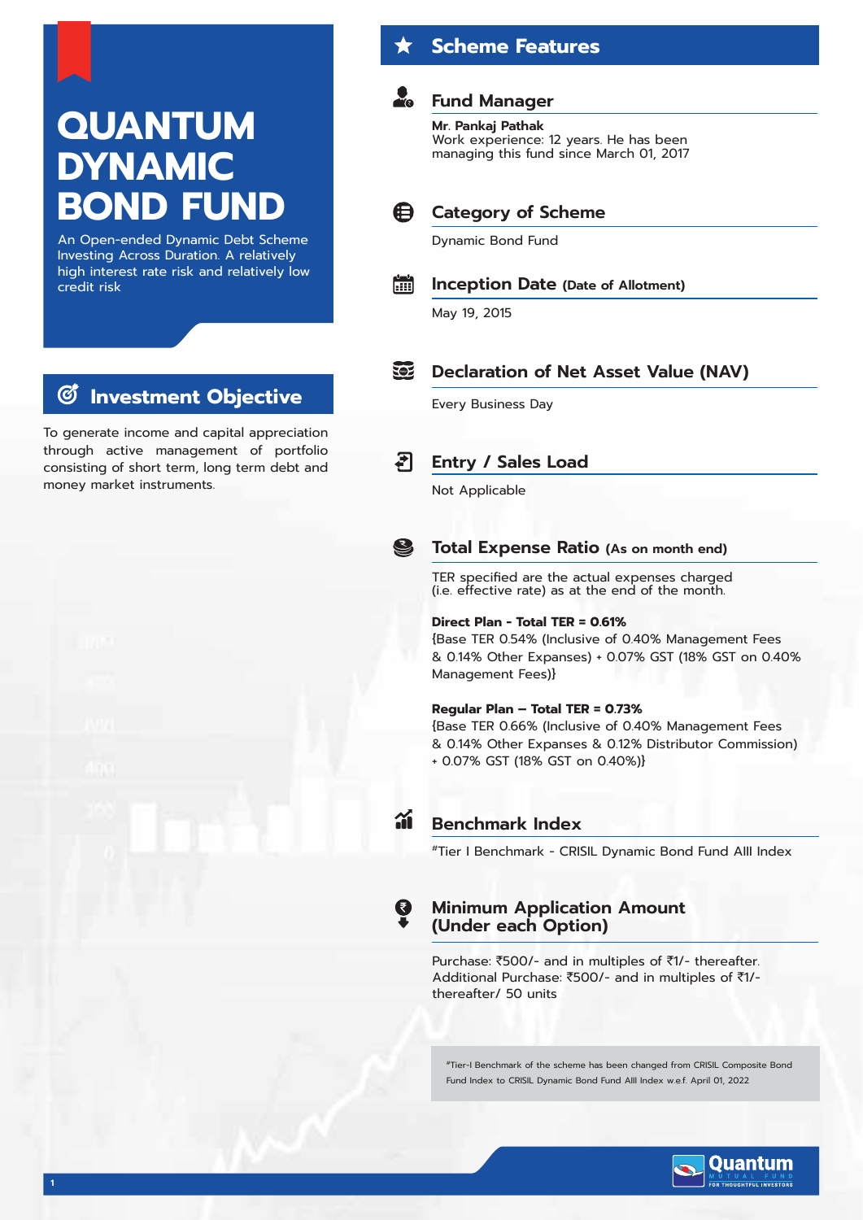# QUANTUM DYNAMIC BOND FUND

An Open-ended Dynamic Debt Scheme Investing Across Duration. A relatively high interest rate risk and relatively low credit risk

## Investment Objective

To generate income and capital appreciation through active management of portfolio consisting of short term, long term debt and money market instruments.

## Scheme Features

### Fund Manager

**Mr. Pankaj Pathak**
Work experience: 12 years. He has been managing this fund since March 01, 2017

### Category of Scheme

Dynamic Bond Fund

### Inception Date (Date of Allotment)

May 19, 2015

### Declaration of Net Asset Value (NAV)

Every Business Day

### Entry / Sales Load

Not Applicable

### Total Expense Ratio (As on month end)

TER specified are the actual expenses charged (i.e. effective rate) as at the end of the month.

**Direct Plan - Total TER = 0.61%**
{Base TER 0.54% (Inclusive of 0.40% Management Fees & 0.14% Other Expanses) + 0.07% GST (18% GST on 0.40% Management Fees)}

**Regular Plan – Total TER = 0.73%**
{Base TER 0.66% (Inclusive of 0.40% Management Fees & 0.14% Other Expanses & 0.12% Distributor Commission) + 0.07% GST (18% GST on 0.40%)}

### Benchmark Index

#Tier I Benchmark - CRISIL Dynamic Bond Fund AIII Index

### Minimum Application Amount (Under each Option)

Purchase: ₹500/- and in multiples of ₹1/- thereafter.
Additional Purchase: ₹500/- and in multiples of ₹1/- thereafter/ 50 units

#Tier-I Benchmark of the scheme has been changed from CRISIL Composite Bond Fund Index to CRISIL Dynamic Bond Fund AIII Index w.e.f. April 01, 2022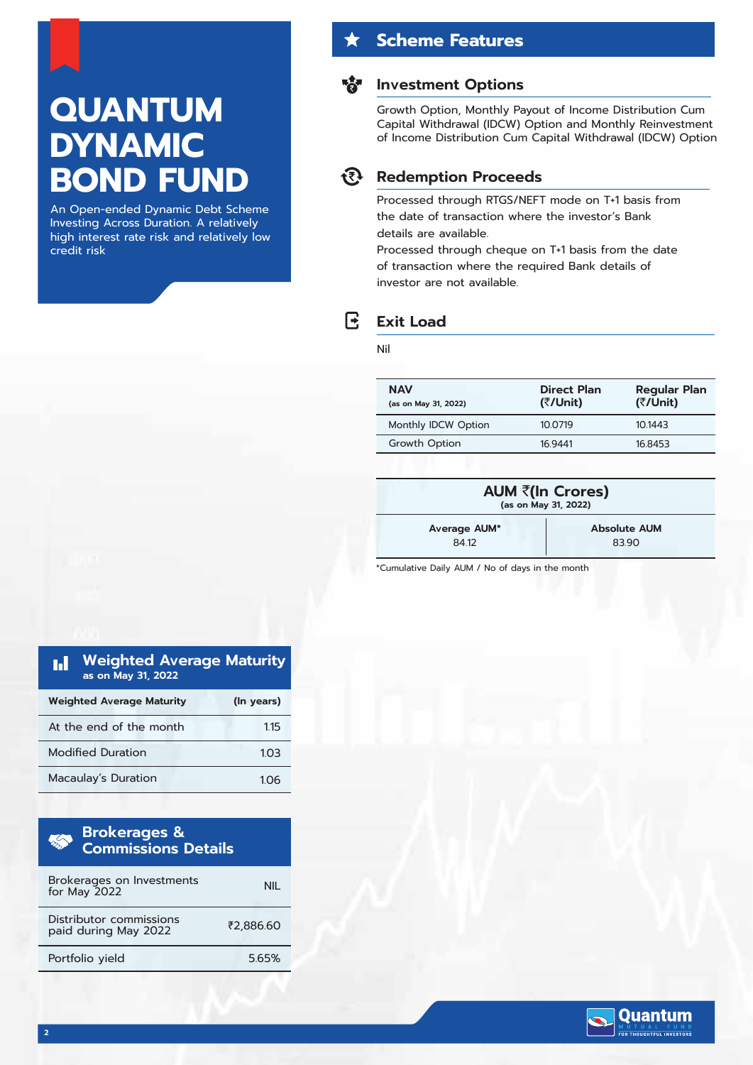# QUANTUM DYNAMIC BOND FUND

An Open-ended Dynamic Debt Scheme Investing Across Duration. A relatively high interest rate risk and relatively low credit risk

## Scheme Features

### Investment Options

Growth Option, Monthly Payout of Income Distribution Cum Capital Withdrawal (IDCW) Option and Monthly Reinvestment of Income Distribution Cum Capital Withdrawal (IDCW) Option

### Redemption Proceeds

Processed through RTGS/NEFT mode on T+1 basis from the date of transaction where the investor's Bank details are available.

Processed through cheque on T+1 basis from the date of transaction where the required Bank details of investor are not available.

### Exit Load

Nil

| NAV (as on May 31, 2022) | Direct Plan (₹/Unit) | Regular Plan (₹/Unit) |
|---|---|---|
| Monthly IDCW Option | 10.0719 | 10.1443 |
| Growth Option | 16.9441 | 16.8453 |

| AUM ₹(In Crores) (as on May 31, 2022) | |
|---|---|
| Average AUM* | Absolute AUM |
| 84.12 | 83.90 |

*Cumulative Daily AUM / No of days in the month

## Weighted Average Maturity
as on May 31, 2022

| Weighted Average Maturity | (In years) |
|---|---|
| At the end of the month | 1.15 |
| Modified Duration | 1.03 |
| Macaulay's Duration | 1.06 |

## Brokerages & Commissions Details

| | |
|---|---|
| Brokerages on Investments for May 2022 | NIL |
| Distributor commissions paid during May 2022 | ₹2,886.60 |
| Portfolio yield | 5.65% |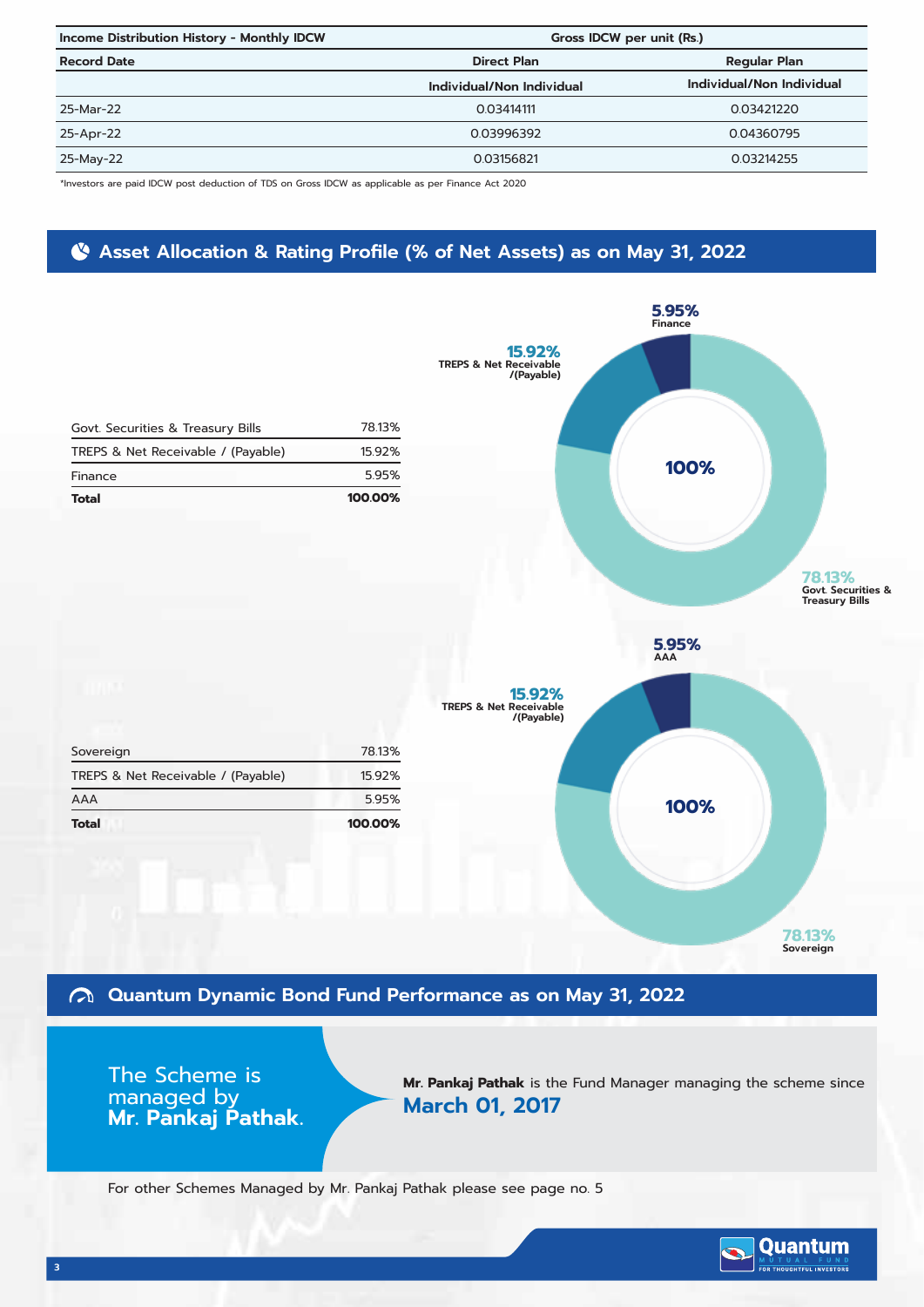| Income Distribution History - Monthly IDCW | Gross IDCW per unit (Rs.) | |
|---|---|---|
| Record Date | Direct Plan | Regular Plan |
| | Individual/Non Individual | Individual/Non Individual |
| 25-Mar-22 | 0.03414111 | 0.03421220 |
| 25-Apr-22 | 0.03996392 | 0.04360795 |
| 25-May-22 | 0.03156821 | 0.03214255 |

*Investors are paid IDCW post deduction of TDS on Gross IDCW as applicable as per Finance Act 2020

## Asset Allocation & Rating Profile (% of Net Assets) as on May 31, 2022

| | |
|---|---|
| Govt. Securities & Treasury Bills | 78.13% |
| TREPS & Net Receivable / (Payable) | 15.92% |
| Finance | 5.95% |
| **Total** | **100.00%** |

| | |
|---|---|
| Sovereign | 78.13% |
| TREPS & Net Receivable / (Payable) | 15.92% |
| AAA | 5.95% |
| **Total** | **100.00%** |

## Quantum Dynamic Bond Fund Performance as on May 31, 2022

The Scheme is managed by **Mr. Pankaj Pathak.**

**Mr. Pankaj Pathak** is the Fund Manager managing the scheme since **March 01, 2017**

For other Schemes Managed by Mr. Pankaj Pathak please see page no. 5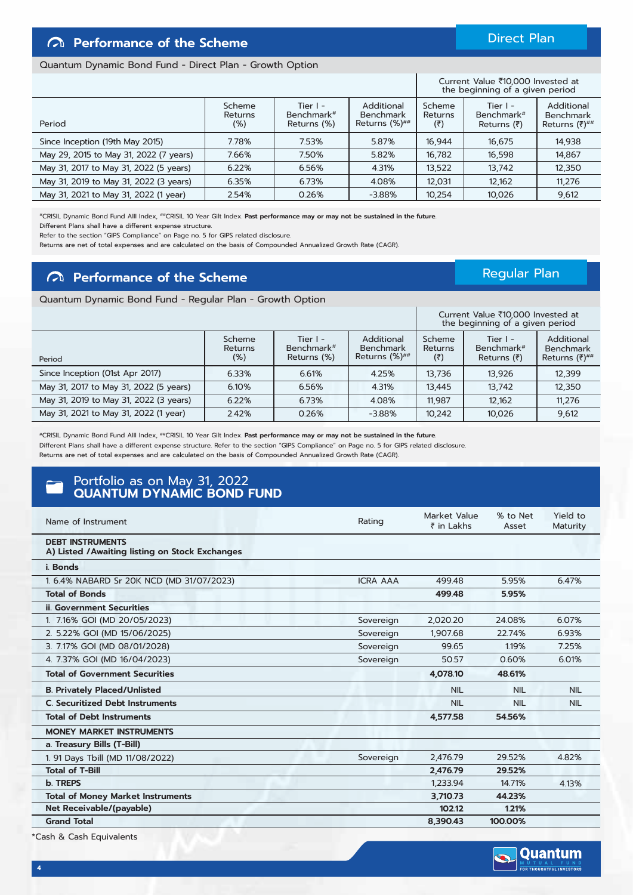## Performance of the Scheme

**Direct Plan**

Quantum Dynamic Bond Fund - Direct Plan - Growth Option

| Period | Scheme Returns (%) | Tier I - Benchmark# Returns (%) | Additional Benchmark Returns (%)## | Current Value ₹10,000 Invested at the beginning of a given period | | |
|---|---|---|---|---|---|---|
| | | | | Scheme Returns (₹) | Tier I - Benchmark# Returns (₹) | Additional Benchmark Returns (₹)## |
| Since Inception (19th May 2015) | 7.78% | 7.53% | 5.87% | 16,944 | 16,675 | 14,938 |
| May 29, 2015 to May 31, 2022 (7 years) | 7.66% | 7.50% | 5.82% | 16,782 | 16,598 | 14,867 |
| May 31, 2017 to May 31, 2022 (5 years) | 6.22% | 6.56% | 4.31% | 13,522 | 13,742 | 12,350 |
| May 31, 2019 to May 31, 2022 (3 years) | 6.35% | 6.73% | 4.08% | 12,031 | 12,162 | 11,276 |
| May 31, 2021 to May 31, 2022 (1 year) | 2.54% | 0.26% | -3.88% | 10,254 | 10,026 | 9,612 |

#CRISIL Dynamic Bond Fund AIII Index, ##CRISIL 10 Year Gilt Index. **Past performance may or may not be sustained in the future**.
Different Plans shall have a different expense structure.
Refer to the section "GIPS Compliance" on Page no. 5 for GIPS related disclosure.
Returns are net of total expenses and are calculated on the basis of Compounded Annualized Growth Rate (CAGR).

## Performance of the Scheme

**Regular Plan**

Quantum Dynamic Bond Fund - Regular Plan - Growth Option

| Period | Scheme Returns (%) | Tier I - Benchmark# Returns (%) | Additional Benchmark Returns (%)## | Current Value ₹10,000 Invested at the beginning of a given period | | |
|---|---|---|---|---|---|---|
| | | | | Scheme Returns (₹) | Tier I - Benchmark# Returns (₹) | Additional Benchmark Returns (₹)## |
| Since Inception (01st Apr 2017) | 6.33% | 6.61% | 4.25% | 13,736 | 13,926 | 12,399 |
| May 31, 2017 to May 31, 2022 (5 years) | 6.10% | 6.56% | 4.31% | 13,445 | 13,742 | 12,350 |
| May 31, 2019 to May 31, 2022 (3 years) | 6.22% | 6.73% | 4.08% | 11,987 | 12,162 | 11,276 |
| May 31, 2021 to May 31, 2022 (1 year) | 2.42% | 0.26% | -3.88% | 10,242 | 10,026 | 9,612 |

#CRISIL Dynamic Bond Fund AIII Index, ##CRISIL 10 Year Gilt Index. **Past performance may or may not be sustained in the future**.
Different Plans shall have a different expense structure. Refer to the section "GIPS Compliance" on Page no. 5 for GIPS related disclosure.
Returns are net of total expenses and are calculated on the basis of Compounded Annualized Growth Rate (CAGR).

## Portfolio as on May 31, 2022
## QUANTUM DYNAMIC BOND FUND

| Name of Instrument | Rating | Market Value ₹ in Lakhs | % to Net Asset | Yield to Maturity |
|---|---|---|---|---|
| **DEBT INSTRUMENTS** **A) Listed /Awaiting listing on Stock Exchanges** | | | | |
| **i. Bonds** | | | | |
| 1. 6.4% NABARD Sr 20K NCD (MD 31/07/2023) | ICRA AAA | 499.48 | 5.95% | 6.47% |
| **Total of Bonds** | | **499.48** | **5.95%** | |
| **ii. Government Securities** | | | | |
| 1. 7.16% GOI (MD 20/05/2023) | Sovereign | 2,020.20 | 24.08% | 6.07% |
| 2. 5.22% GOI (MD 15/06/2025) | Sovereign | 1,907.68 | 22.74% | 6.93% |
| 3. 7.17% GOI (MD 08/01/2028) | Sovereign | 99.65 | 1.19% | 7.25% |
| 4. 7.37% GOI (MD 16/04/2023) | Sovereign | 50.57 | 0.60% | 6.01% |
| **Total of Government Securities** | | **4,078.10** | **48.61%** | |
| **B. Privately Placed/Unlisted** | | NIL | NIL | NIL |
| **C. Securitized Debt Instruments** | | NIL | NIL | NIL |
| **Total of Debt Instruments** | | **4,577.58** | **54.56%** | |
| **MONEY MARKET INSTRUMENTS** | | | | |
| **a. Treasury Bills (T-Bill)** | | | | |
| 1. 91 Days Tbill (MD 11/08/2022) | Sovereign | 2,476.79 | 29.52% | 4.82% |
| **Total of T-Bill** | | **2,476.79** | **29.52%** | |
| **b. TREPS** | | 1,233.94 | 14.71% | 4.13% |
| **Total of Money Market Instruments** | | **3,710.73** | **44.23%** | |
| **Net Receivable/(payable)** | | **102.12** | **1.21%** | |
| **Grand Total** | | **8,390.43** | **100.00%** | |

*Cash & Cash Equivalents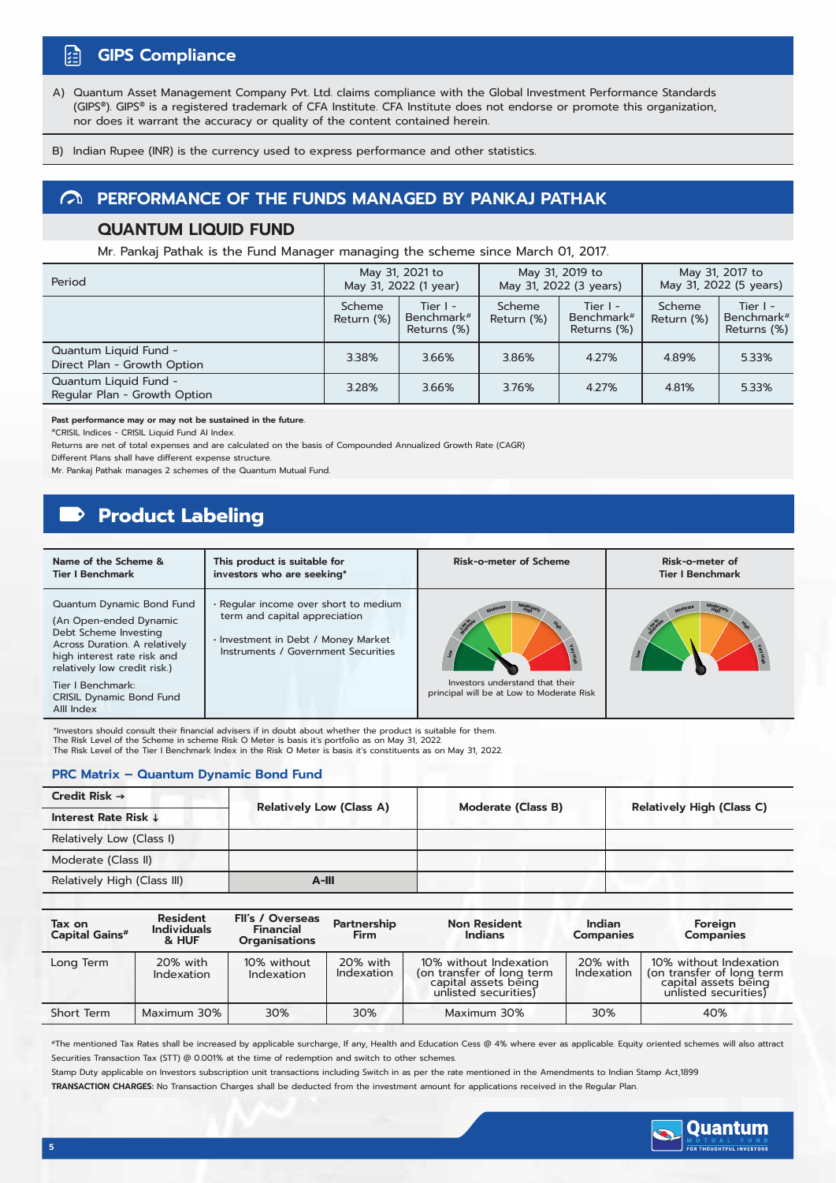## GIPS Compliance

A) Quantum Asset Management Company Pvt. Ltd. claims compliance with the Global Investment Performance Standards (GIPS®). GIPS® is a registered trademark of CFA Institute. CFA Institute does not endorse or promote this organization, nor does it warrant the accuracy or quality of the content contained herein.

B) Indian Rupee (INR) is the currency used to express performance and other statistics.

## PERFORMANCE OF THE FUNDS MANAGED BY PANKAJ PATHAK

### QUANTUM LIQUID FUND

Mr. Pankaj Pathak is the Fund Manager managing the scheme since March 01, 2017.

| Period | May 31, 2021 to May 31, 2022 (1 year) | | May 31, 2019 to May 31, 2022 (3 years) | | May 31, 2017 to May 31, 2022 (5 years) | |
|---|---|---|---|---|---|---|
| | Scheme Return (%) | Tier I - Benchmark# Returns (%) | Scheme Return (%) | Tier I - Benchmark# Returns (%) | Scheme Return (%) | Tier I - Benchmark# Returns (%) |
| Quantum Liquid Fund - Direct Plan - Growth Option | 3.38% | 3.66% | 3.86% | 4.27% | 4.89% | 5.33% |
| Quantum Liquid Fund - Regular Plan - Growth Option | 3.28% | 3.66% | 3.76% | 4.27% | 4.81% | 5.33% |

**Past performance may or may not be sustained in the future.**

#CRISIL Indices - CRISIL Liquid Fund AI Index.

Returns are net of total expenses and are calculated on the basis of Compounded Annualized Growth Rate (CAGR)

Different Plans shall have different expense structure.

Mr. Pankaj Pathak manages 2 schemes of the Quantum Mutual Fund.

## Product Labeling

| Name of the Scheme & Tier I Benchmark | This product is suitable for investors who are seeking* | Risk-o-meter of Scheme | Risk-o-meter of Tier I Benchmark |
|---|---|---|---|
| Quantum Dynamic Bond Fund (An Open-ended Dynamic Debt Scheme Investing Across Duration. A relatively high interest rate risk and relatively low credit risk.) Tier I Benchmark: CRISIL Dynamic Bond Fund AIII Index | • Regular income over short to medium term and capital appreciation • Investment in Debt / Money Market Instruments / Government Securities | Investors understand that their principal will be at Low to Moderate Risk | |

*Investors should consult their financial advisers in if doubt about whether the product is suitable for them.
The Risk Level of the Scheme in scheme Risk O Meter is basis it's portfolio as on May 31, 2022.
The Risk Level of the Tier I Benchmark Index in the Risk O Meter is basis it's constituents as on May 31, 2022.

### PRC Matrix – Quantum Dynamic Bond Fund

| Credit Risk → / Interest Rate Risk ↓ | Relatively Low (Class A) | Moderate (Class B) | Relatively High (Class C) |
|---|---|---|---|
| Relatively Low (Class I) | | | |
| Moderate (Class II) | | | |
| Relatively High (Class III) | A-III | | |

| Tax on Capital Gains# | Resident Individuals & HUF | FII's / Overseas Financial Organisations | Partnership Firm | Non Resident Indians | Indian Companies | Foreign Companies |
|---|---|---|---|---|---|---|
| Long Term | 20% with Indexation | 10% without Indexation | 20% with Indexation | 10% without Indexation (on transfer of long term capital assets being unlisted securities) | 20% with Indexation | 10% without Indexation (on transfer of long term capital assets being unlisted securities) |
| Short Term | Maximum 30% | 30% | 30% | Maximum 30% | 30% | 40% |

#The mentioned Tax Rates shall be increased by applicable surcharge, If any, Health and Education Cess @ 4% where ever as applicable. Equity oriented schemes will also attract Securities Transaction Tax (STT) @ 0.001% at the time of redemption and switch to other schemes.

Stamp Duty applicable on Investors subscription unit transactions including Switch in as per the rate mentioned in the Amendments to Indian Stamp Act,1899

**TRANSACTION CHARGES:** No Transaction Charges shall be deducted from the investment amount for applications received in the Regular Plan.